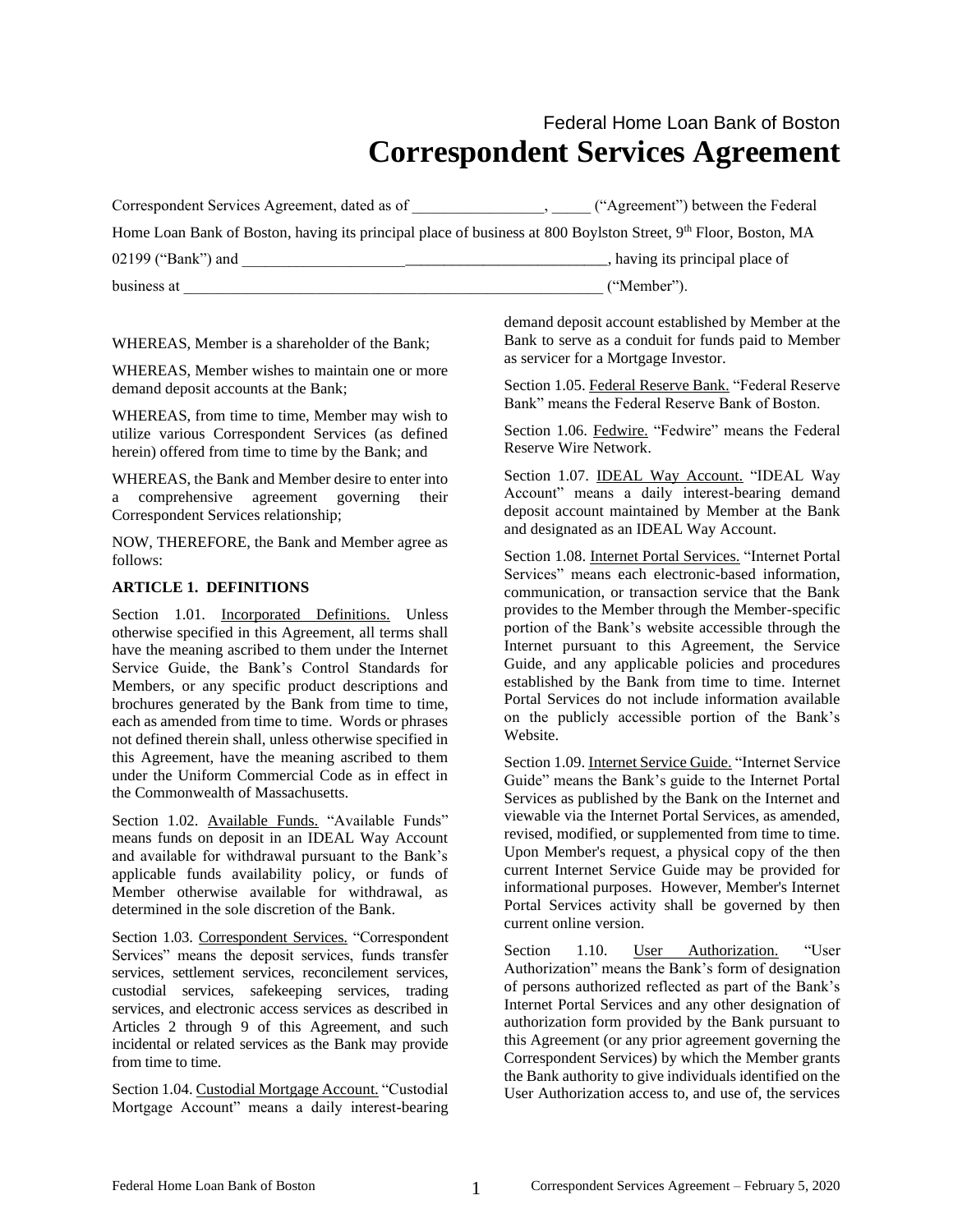Federal Home Loan Bank of Boston

# Correspondent Services Agreement

Correspondent Services Agreement, dated as of _________________, _____ ("Agreement") between the Federal Home Loan Bank of Boston, having its principal place of business at 800 Boylston Street, 9th Floor, Boston, MA 02199 ("Bank") and ______________________________________________, having its principal place of business at _______________________________________________________ ("Member").

WHEREAS, Member is a shareholder of the Bank;

WHEREAS, Member wishes to maintain one or more demand deposit accounts at the Bank;

WHEREAS, from time to time, Member may wish to utilize various Correspondent Services (as defined herein) offered from time to time by the Bank; and

WHEREAS, the Bank and Member desire to enter into a comprehensive agreement governing their Correspondent Services relationship;

NOW, THEREFORE, the Bank and Member agree as follows:

**ARTICLE 1. DEFINITIONS**

Section 1.01. Incorporated Definitions. Unless otherwise specified in this Agreement, all terms shall have the meaning ascribed to them under the Internet Service Guide, the Bank's Control Standards for Members, or any specific product descriptions and brochures generated by the Bank from time to time, each as amended from time to time. Words or phrases not defined therein shall, unless otherwise specified in this Agreement, have the meaning ascribed to them under the Uniform Commercial Code as in effect in the Commonwealth of Massachusetts.

Section 1.02. Available Funds. "Available Funds" means funds on deposit in an IDEAL Way Account and available for withdrawal pursuant to the Bank's applicable funds availability policy, or funds of Member otherwise available for withdrawal, as determined in the sole discretion of the Bank.

Section 1.03. Correspondent Services. "Correspondent Services" means the deposit services, funds transfer services, settlement services, reconcilement services, custodial services, safekeeping services, trading services, and electronic access services as described in Articles 2 through 9 of this Agreement, and such incidental or related services as the Bank may provide from time to time.

Section 1.04. Custodial Mortgage Account. "Custodial Mortgage Account" means a daily interest-bearing demand deposit account established by Member at the Bank to serve as a conduit for funds paid to Member as servicer for a Mortgage Investor.

Section 1.05. Federal Reserve Bank. "Federal Reserve Bank" means the Federal Reserve Bank of Boston.

Section 1.06. Fedwire. "Fedwire" means the Federal Reserve Wire Network.

Section 1.07. IDEAL Way Account. "IDEAL Way Account" means a daily interest-bearing demand deposit account maintained by Member at the Bank and designated as an IDEAL Way Account.

Section 1.08. Internet Portal Services. "Internet Portal Services" means each electronic-based information, communication, or transaction service that the Bank provides to the Member through the Member-specific portion of the Bank's website accessible through the Internet pursuant to this Agreement, the Service Guide, and any applicable policies and procedures established by the Bank from time to time. Internet Portal Services do not include information available on the publicly accessible portion of the Bank's Website.

Section 1.09. Internet Service Guide. "Internet Service Guide" means the Bank's guide to the Internet Portal Services as published by the Bank on the Internet and viewable via the Internet Portal Services, as amended, revised, modified, or supplemented from time to time. Upon Member's request, a physical copy of the then current Internet Service Guide may be provided for informational purposes. However, Member's Internet Portal Services activity shall be governed by then current online version.

Section 1.10. User Authorization. "User Authorization" means the Bank's form of designation of persons authorized reflected as part of the Bank's Internet Portal Services and any other designation of authorization form provided by the Bank pursuant to this Agreement (or any prior agreement governing the Correspondent Services) by which the Member grants the Bank authority to give individuals identified on the User Authorization access to, and use of, the services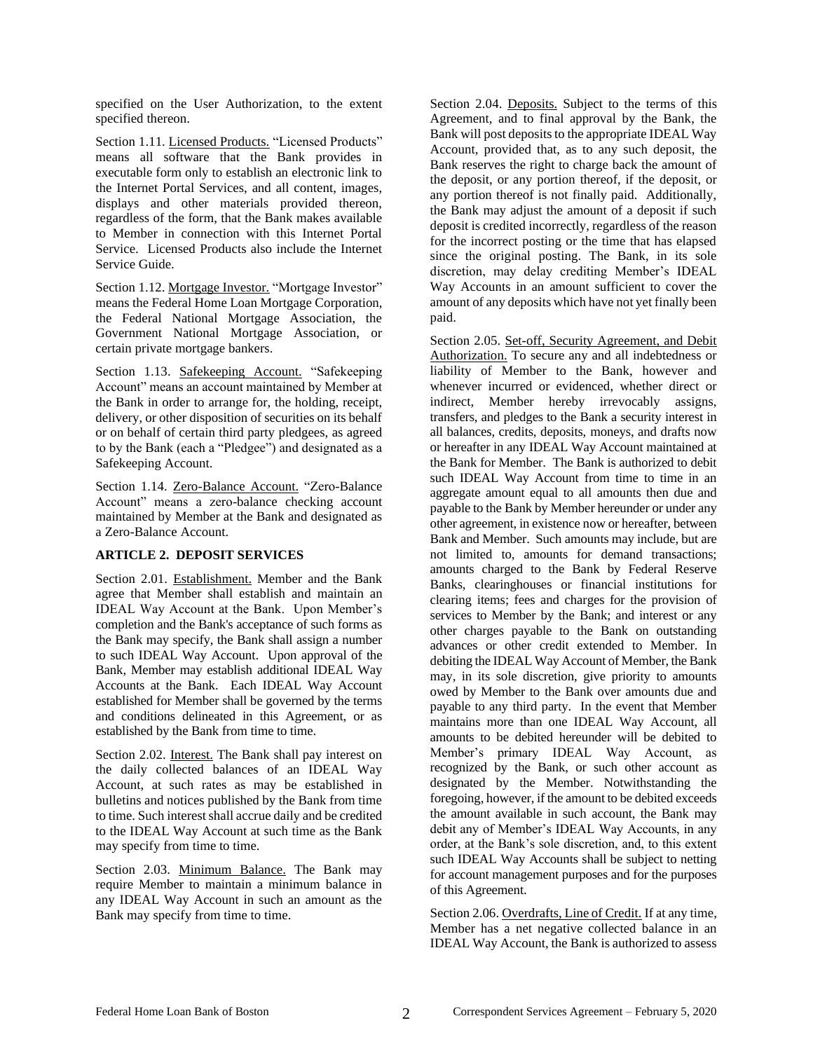specified on the User Authorization, to the extent specified thereon.

Section 1.11. Licensed Products. "Licensed Products" means all software that the Bank provides in executable form only to establish an electronic link to the Internet Portal Services, and all content, images, displays and other materials provided thereon, regardless of the form, that the Bank makes available to Member in connection with this Internet Portal Service. Licensed Products also include the Internet Service Guide.

Section 1.12. Mortgage Investor. "Mortgage Investor" means the Federal Home Loan Mortgage Corporation, the Federal National Mortgage Association, the Government National Mortgage Association, or certain private mortgage bankers.

Section 1.13. Safekeeping Account. "Safekeeping Account" means an account maintained by Member at the Bank in order to arrange for, the holding, receipt, delivery, or other disposition of securities on its behalf or on behalf of certain third party pledgees, as agreed to by the Bank (each a "Pledgee") and designated as a Safekeeping Account.

Section 1.14. Zero-Balance Account. "Zero-Balance Account" means a zero-balance checking account maintained by Member at the Bank and designated as a Zero-Balance Account.

## ARTICLE 2. DEPOSIT SERVICES

Section 2.01. Establishment. Member and the Bank agree that Member shall establish and maintain an IDEAL Way Account at the Bank. Upon Member's completion and the Bank's acceptance of such forms as the Bank may specify, the Bank shall assign a number to such IDEAL Way Account. Upon approval of the Bank, Member may establish additional IDEAL Way Accounts at the Bank. Each IDEAL Way Account established for Member shall be governed by the terms and conditions delineated in this Agreement, or as established by the Bank from time to time.

Section 2.02. Interest. The Bank shall pay interest on the daily collected balances of an IDEAL Way Account, at such rates as may be established in bulletins and notices published by the Bank from time to time. Such interest shall accrue daily and be credited to the IDEAL Way Account at such time as the Bank may specify from time to time.

Section 2.03. Minimum Balance. The Bank may require Member to maintain a minimum balance in any IDEAL Way Account in such an amount as the Bank may specify from time to time.

Section 2.04. Deposits. Subject to the terms of this Agreement, and to final approval by the Bank, the Bank will post deposits to the appropriate IDEAL Way Account, provided that, as to any such deposit, the Bank reserves the right to charge back the amount of the deposit, or any portion thereof, if the deposit, or any portion thereof is not finally paid. Additionally, the Bank may adjust the amount of a deposit if such deposit is credited incorrectly, regardless of the reason for the incorrect posting or the time that has elapsed since the original posting. The Bank, in its sole discretion, may delay crediting Member's IDEAL Way Accounts in an amount sufficient to cover the amount of any deposits which have not yet finally been paid.

Section 2.05. Set-off, Security Agreement, and Debit Authorization. To secure any and all indebtedness or liability of Member to the Bank, however and whenever incurred or evidenced, whether direct or indirect, Member hereby irrevocably assigns, transfers, and pledges to the Bank a security interest in all balances, credits, deposits, moneys, and drafts now or hereafter in any IDEAL Way Account maintained at the Bank for Member. The Bank is authorized to debit such IDEAL Way Account from time to time in an aggregate amount equal to all amounts then due and payable to the Bank by Member hereunder or under any other agreement, in existence now or hereafter, between Bank and Member. Such amounts may include, but are not limited to, amounts for demand transactions; amounts charged to the Bank by Federal Reserve Banks, clearinghouses or financial institutions for clearing items; fees and charges for the provision of services to Member by the Bank; and interest or any other charges payable to the Bank on outstanding advances or other credit extended to Member. In debiting the IDEAL Way Account of Member, the Bank may, in its sole discretion, give priority to amounts owed by Member to the Bank over amounts due and payable to any third party. In the event that Member maintains more than one IDEAL Way Account, all amounts to be debited hereunder will be debited to Member's primary IDEAL Way Account, as recognized by the Bank, or such other account as designated by the Member. Notwithstanding the foregoing, however, if the amount to be debited exceeds the amount available in such account, the Bank may debit any of Member's IDEAL Way Accounts, in any order, at the Bank's sole discretion, and, to this extent such IDEAL Way Accounts shall be subject to netting for account management purposes and for the purposes of this Agreement.

Section 2.06. Overdrafts, Line of Credit. If at any time, Member has a net negative collected balance in an IDEAL Way Account, the Bank is authorized to assess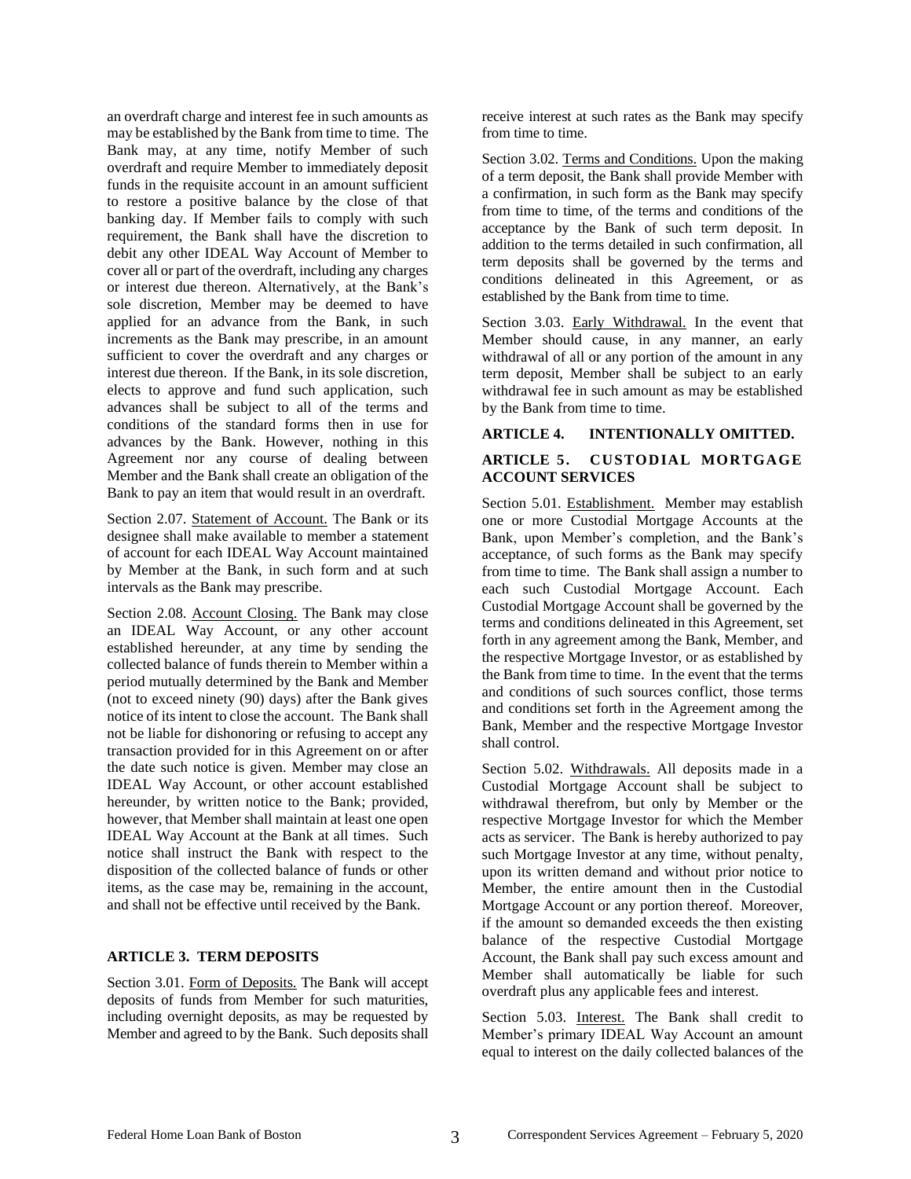an overdraft charge and interest fee in such amounts as may be established by the Bank from time to time. The Bank may, at any time, notify Member of such overdraft and require Member to immediately deposit funds in the requisite account in an amount sufficient to restore a positive balance by the close of that banking day. If Member fails to comply with such requirement, the Bank shall have the discretion to debit any other IDEAL Way Account of Member to cover all or part of the overdraft, including any charges or interest due thereon. Alternatively, at the Bank's sole discretion, Member may be deemed to have applied for an advance from the Bank, in such increments as the Bank may prescribe, in an amount sufficient to cover the overdraft and any charges or interest due thereon. If the Bank, in its sole discretion, elects to approve and fund such application, such advances shall be subject to all of the terms and conditions of the standard forms then in use for advances by the Bank. However, nothing in this Agreement nor any course of dealing between Member and the Bank shall create an obligation of the Bank to pay an item that would result in an overdraft.

Section 2.07. Statement of Account. The Bank or its designee shall make available to member a statement of account for each IDEAL Way Account maintained by Member at the Bank, in such form and at such intervals as the Bank may prescribe.

Section 2.08. Account Closing. The Bank may close an IDEAL Way Account, or any other account established hereunder, at any time by sending the collected balance of funds therein to Member within a period mutually determined by the Bank and Member (not to exceed ninety (90) days) after the Bank gives notice of its intent to close the account. The Bank shall not be liable for dishonoring or refusing to accept any transaction provided for in this Agreement on or after the date such notice is given. Member may close an IDEAL Way Account, or other account established hereunder, by written notice to the Bank; provided, however, that Member shall maintain at least one open IDEAL Way Account at the Bank at all times. Such notice shall instruct the Bank with respect to the disposition of the collected balance of funds or other items, as the case may be, remaining in the account, and shall not be effective until received by the Bank.

## ARTICLE 3. TERM DEPOSITS

Section 3.01. Form of Deposits. The Bank will accept deposits of funds from Member for such maturities, including overnight deposits, as may be requested by Member and agreed to by the Bank. Such deposits shall receive interest at such rates as the Bank may specify from time to time.

Section 3.02. Terms and Conditions. Upon the making of a term deposit, the Bank shall provide Member with a confirmation, in such form as the Bank may specify from time to time, of the terms and conditions of the acceptance by the Bank of such term deposit. In addition to the terms detailed in such confirmation, all term deposits shall be governed by the terms and conditions delineated in this Agreement, or as established by the Bank from time to time.

Section 3.03. Early Withdrawal. In the event that Member should cause, in any manner, an early withdrawal of all or any portion of the amount in any term deposit, Member shall be subject to an early withdrawal fee in such amount as may be established by the Bank from time to time.

## ARTICLE 4. INTENTIONALLY OMITTED.

## ARTICLE 5. CUSTODIAL MORTGAGE ACCOUNT SERVICES

Section 5.01. Establishment. Member may establish one or more Custodial Mortgage Accounts at the Bank, upon Member's completion, and the Bank's acceptance, of such forms as the Bank may specify from time to time. The Bank shall assign a number to each such Custodial Mortgage Account. Each Custodial Mortgage Account shall be governed by the terms and conditions delineated in this Agreement, set forth in any agreement among the Bank, Member, and the respective Mortgage Investor, or as established by the Bank from time to time. In the event that the terms and conditions of such sources conflict, those terms and conditions set forth in the Agreement among the Bank, Member and the respective Mortgage Investor shall control.

Section 5.02. Withdrawals. All deposits made in a Custodial Mortgage Account shall be subject to withdrawal therefrom, but only by Member or the respective Mortgage Investor for which the Member acts as servicer. The Bank is hereby authorized to pay such Mortgage Investor at any time, without penalty, upon its written demand and without prior notice to Member, the entire amount then in the Custodial Mortgage Account or any portion thereof. Moreover, if the amount so demanded exceeds the then existing balance of the respective Custodial Mortgage Account, the Bank shall pay such excess amount and Member shall automatically be liable for such overdraft plus any applicable fees and interest.

Section 5.03. Interest. The Bank shall credit to Member's primary IDEAL Way Account an amount equal to interest on the daily collected balances of the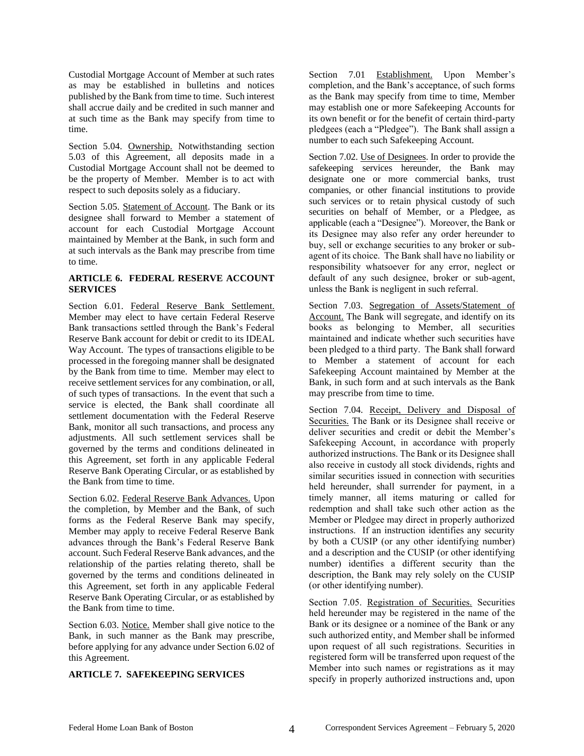Custodial Mortgage Account of Member at such rates as may be established in bulletins and notices published by the Bank from time to time. Such interest shall accrue daily and be credited in such manner and at such time as the Bank may specify from time to time.

Section 5.04. Ownership. Notwithstanding section 5.03 of this Agreement, all deposits made in a Custodial Mortgage Account shall not be deemed to be the property of Member. Member is to act with respect to such deposits solely as a fiduciary.

Section 5.05. Statement of Account. The Bank or its designee shall forward to Member a statement of account for each Custodial Mortgage Account maintained by Member at the Bank, in such form and at such intervals as the Bank may prescribe from time to time.

## ARTICLE 6. FEDERAL RESERVE ACCOUNT SERVICES

Section 6.01. Federal Reserve Bank Settlement. Member may elect to have certain Federal Reserve Bank transactions settled through the Bank's Federal Reserve Bank account for debit or credit to its IDEAL Way Account. The types of transactions eligible to be processed in the foregoing manner shall be designated by the Bank from time to time. Member may elect to receive settlement services for any combination, or all, of such types of transactions. In the event that such a service is elected, the Bank shall coordinate all settlement documentation with the Federal Reserve Bank, monitor all such transactions, and process any adjustments. All such settlement services shall be governed by the terms and conditions delineated in this Agreement, set forth in any applicable Federal Reserve Bank Operating Circular, or as established by the Bank from time to time.

Section 6.02. Federal Reserve Bank Advances. Upon the completion, by Member and the Bank, of such forms as the Federal Reserve Bank may specify, Member may apply to receive Federal Reserve Bank advances through the Bank's Federal Reserve Bank account. Such Federal Reserve Bank advances, and the relationship of the parties relating thereto, shall be governed by the terms and conditions delineated in this Agreement, set forth in any applicable Federal Reserve Bank Operating Circular, or as established by the Bank from time to time.

Section 6.03. Notice. Member shall give notice to the Bank, in such manner as the Bank may prescribe, before applying for any advance under Section 6.02 of this Agreement.

## ARTICLE 7. SAFEKEEPING SERVICES

Section 7.01 Establishment. Upon Member's completion, and the Bank's acceptance, of such forms as the Bank may specify from time to time, Member may establish one or more Safekeeping Accounts for its own benefit or for the benefit of certain third-party pledgees (each a "Pledgee"). The Bank shall assign a number to each such Safekeeping Account.

Section 7.02. Use of Designees. In order to provide the safekeeping services hereunder, the Bank may designate one or more commercial banks, trust companies, or other financial institutions to provide such services or to retain physical custody of such securities on behalf of Member, or a Pledgee, as applicable (each a "Designee"). Moreover, the Bank or its Designee may also refer any order hereunder to buy, sell or exchange securities to any broker or sub-agent of its choice. The Bank shall have no liability or responsibility whatsoever for any error, neglect or default of any such designee, broker or sub-agent, unless the Bank is negligent in such referral.

Section 7.03. Segregation of Assets/Statement of Account. The Bank will segregate, and identify on its books as belonging to Member, all securities maintained and indicate whether such securities have been pledged to a third party. The Bank shall forward to Member a statement of account for each Safekeeping Account maintained by Member at the Bank, in such form and at such intervals as the Bank may prescribe from time to time.

Section 7.04. Receipt, Delivery and Disposal of Securities. The Bank or its Designee shall receive or deliver securities and credit or debit the Member's Safekeeping Account, in accordance with properly authorized instructions. The Bank or its Designee shall also receive in custody all stock dividends, rights and similar securities issued in connection with securities held hereunder, shall surrender for payment, in a timely manner, all items maturing or called for redemption and shall take such other action as the Member or Pledgee may direct in properly authorized instructions. If an instruction identifies any security by both a CUSIP (or any other identifying number) and a description and the CUSIP (or other identifying number) identifies a different security than the description, the Bank may rely solely on the CUSIP (or other identifying number).

Section 7.05. Registration of Securities. Securities held hereunder may be registered in the name of the Bank or its designee or a nominee of the Bank or any such authorized entity, and Member shall be informed upon request of all such registrations. Securities in registered form will be transferred upon request of the Member into such names or registrations as it may specify in properly authorized instructions and, upon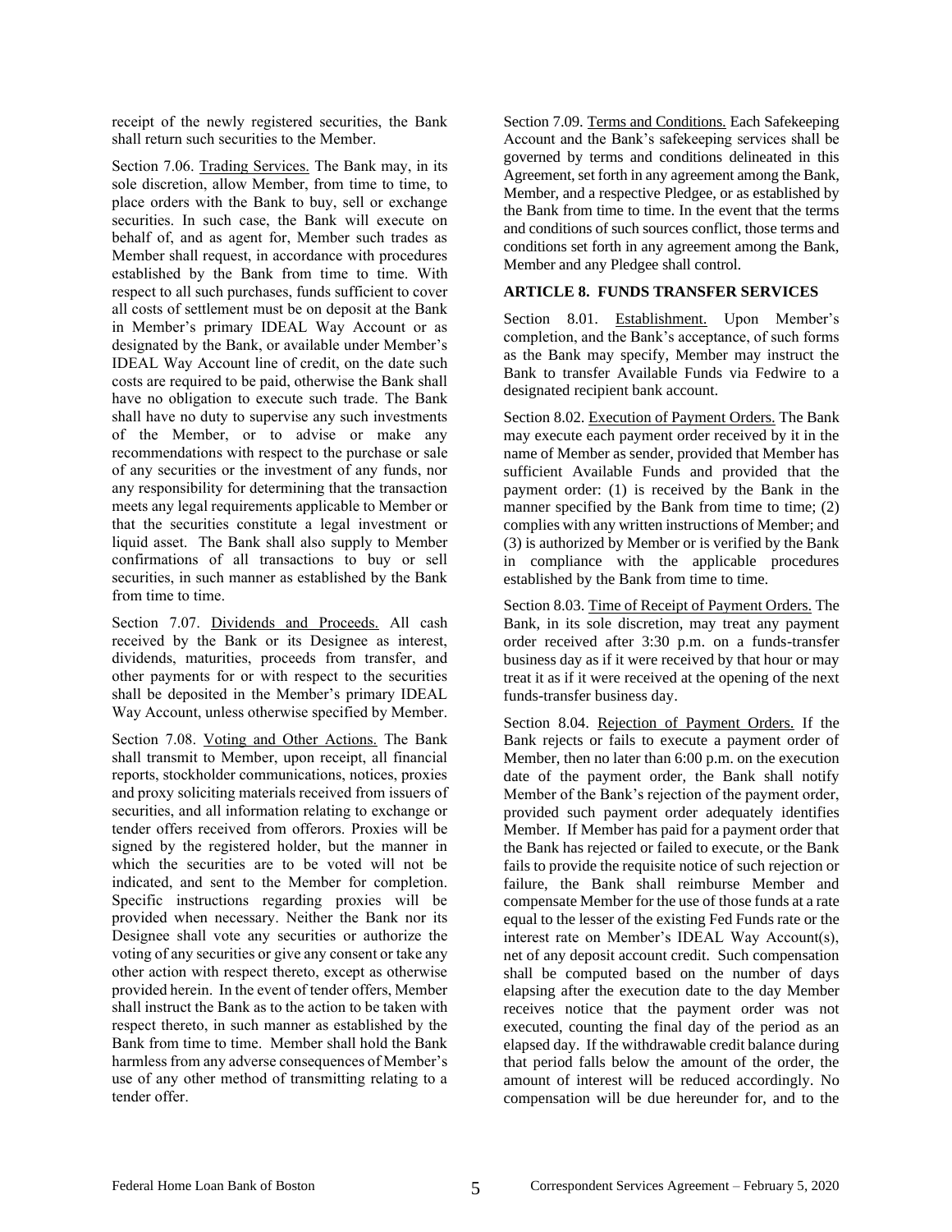receipt of the newly registered securities, the Bank shall return such securities to the Member.

Section 7.06. Trading Services. The Bank may, in its sole discretion, allow Member, from time to time, to place orders with the Bank to buy, sell or exchange securities. In such case, the Bank will execute on behalf of, and as agent for, Member such trades as Member shall request, in accordance with procedures established by the Bank from time to time. With respect to all such purchases, funds sufficient to cover all costs of settlement must be on deposit at the Bank in Member's primary IDEAL Way Account or as designated by the Bank, or available under Member's IDEAL Way Account line of credit, on the date such costs are required to be paid, otherwise the Bank shall have no obligation to execute such trade. The Bank shall have no duty to supervise any such investments of the Member, or to advise or make any recommendations with respect to the purchase or sale of any securities or the investment of any funds, nor any responsibility for determining that the transaction meets any legal requirements applicable to Member or that the securities constitute a legal investment or liquid asset. The Bank shall also supply to Member confirmations of all transactions to buy or sell securities, in such manner as established by the Bank from time to time.

Section 7.07. Dividends and Proceeds. All cash received by the Bank or its Designee as interest, dividends, maturities, proceeds from transfer, and other payments for or with respect to the securities shall be deposited in the Member's primary IDEAL Way Account, unless otherwise specified by Member.

Section 7.08. Voting and Other Actions. The Bank shall transmit to Member, upon receipt, all financial reports, stockholder communications, notices, proxies and proxy soliciting materials received from issuers of securities, and all information relating to exchange or tender offers received from offerors. Proxies will be signed by the registered holder, but the manner in which the securities are to be voted will not be indicated, and sent to the Member for completion. Specific instructions regarding proxies will be provided when necessary. Neither the Bank nor its Designee shall vote any securities or authorize the voting of any securities or give any consent or take any other action with respect thereto, except as otherwise provided herein. In the event of tender offers, Member shall instruct the Bank as to the action to be taken with respect thereto, in such manner as established by the Bank from time to time. Member shall hold the Bank harmless from any adverse consequences of Member's use of any other method of transmitting relating to a tender offer.

Section 7.09. Terms and Conditions. Each Safekeeping Account and the Bank's safekeeping services shall be governed by terms and conditions delineated in this Agreement, set forth in any agreement among the Bank, Member, and a respective Pledgee, or as established by the Bank from time to time. In the event that the terms and conditions of such sources conflict, those terms and conditions set forth in any agreement among the Bank, Member and any Pledgee shall control.

## ARTICLE 8. FUNDS TRANSFER SERVICES

Section 8.01. Establishment. Upon Member's completion, and the Bank's acceptance, of such forms as the Bank may specify, Member may instruct the Bank to transfer Available Funds via Fedwire to a designated recipient bank account.

Section 8.02. Execution of Payment Orders. The Bank may execute each payment order received by it in the name of Member as sender, provided that Member has sufficient Available Funds and provided that the payment order: (1) is received by the Bank in the manner specified by the Bank from time to time; (2) complies with any written instructions of Member; and (3) is authorized by Member or is verified by the Bank in compliance with the applicable procedures established by the Bank from time to time.

Section 8.03. Time of Receipt of Payment Orders. The Bank, in its sole discretion, may treat any payment order received after 3:30 p.m. on a funds-transfer business day as if it were received by that hour or may treat it as if it were received at the opening of the next funds-transfer business day.

Section 8.04. Rejection of Payment Orders. If the Bank rejects or fails to execute a payment order of Member, then no later than 6:00 p.m. on the execution date of the payment order, the Bank shall notify Member of the Bank's rejection of the payment order, provided such payment order adequately identifies Member. If Member has paid for a payment order that the Bank has rejected or failed to execute, or the Bank fails to provide the requisite notice of such rejection or failure, the Bank shall reimburse Member and compensate Member for the use of those funds at a rate equal to the lesser of the existing Fed Funds rate or the interest rate on Member's IDEAL Way Account(s), net of any deposit account credit. Such compensation shall be computed based on the number of days elapsing after the execution date to the day Member receives notice that the payment order was not executed, counting the final day of the period as an elapsed day. If the withdrawable credit balance during that period falls below the amount of the order, the amount of interest will be reduced accordingly. No compensation will be due hereunder for, and to the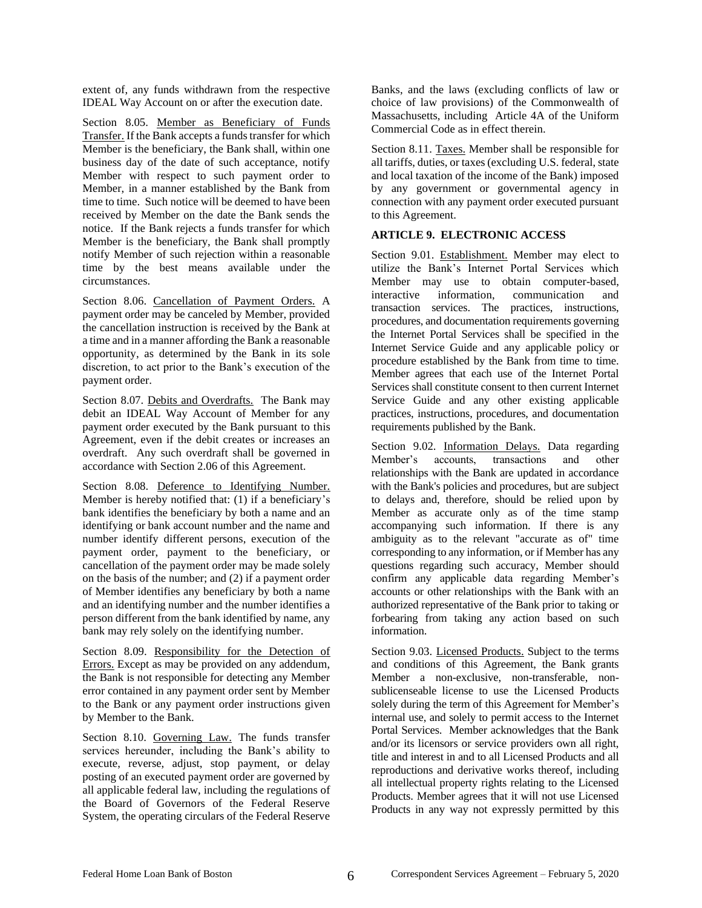extent of, any funds withdrawn from the respective IDEAL Way Account on or after the execution date.

Section 8.05. Member as Beneficiary of Funds Transfer. If the Bank accepts a funds transfer for which Member is the beneficiary, the Bank shall, within one business day of the date of such acceptance, notify Member with respect to such payment order to Member, in a manner established by the Bank from time to time. Such notice will be deemed to have been received by Member on the date the Bank sends the notice. If the Bank rejects a funds transfer for which Member is the beneficiary, the Bank shall promptly notify Member of such rejection within a reasonable time by the best means available under the circumstances.

Section 8.06. Cancellation of Payment Orders. A payment order may be canceled by Member, provided the cancellation instruction is received by the Bank at a time and in a manner affording the Bank a reasonable opportunity, as determined by the Bank in its sole discretion, to act prior to the Bank's execution of the payment order.

Section 8.07. Debits and Overdrafts. The Bank may debit an IDEAL Way Account of Member for any payment order executed by the Bank pursuant to this Agreement, even if the debit creates or increases an overdraft. Any such overdraft shall be governed in accordance with Section 2.06 of this Agreement.

Section 8.08. Deference to Identifying Number. Member is hereby notified that: (1) if a beneficiary's bank identifies the beneficiary by both a name and an identifying or bank account number and the name and number identify different persons, execution of the payment order, payment to the beneficiary, or cancellation of the payment order may be made solely on the basis of the number; and (2) if a payment order of Member identifies any beneficiary by both a name and an identifying number and the number identifies a person different from the bank identified by name, any bank may rely solely on the identifying number.

Section 8.09. Responsibility for the Detection of Errors. Except as may be provided on any addendum, the Bank is not responsible for detecting any Member error contained in any payment order sent by Member to the Bank or any payment order instructions given by Member to the Bank.

Section 8.10. Governing Law. The funds transfer services hereunder, including the Bank's ability to execute, reverse, adjust, stop payment, or delay posting of an executed payment order are governed by all applicable federal law, including the regulations of the Board of Governors of the Federal Reserve System, the operating circulars of the Federal Reserve Banks, and the laws (excluding conflicts of law or choice of law provisions) of the Commonwealth of Massachusetts, including Article 4A of the Uniform Commercial Code as in effect therein.

Section 8.11. Taxes. Member shall be responsible for all tariffs, duties, or taxes (excluding U.S. federal, state and local taxation of the income of the Bank) imposed by any government or governmental agency in connection with any payment order executed pursuant to this Agreement.

## ARTICLE 9. ELECTRONIC ACCESS

Section 9.01. Establishment. Member may elect to utilize the Bank's Internet Portal Services which Member may use to obtain computer-based, interactive information, communication and transaction services. The practices, instructions, procedures, and documentation requirements governing the Internet Portal Services shall be specified in the Internet Service Guide and any applicable policy or procedure established by the Bank from time to time. Member agrees that each use of the Internet Portal Services shall constitute consent to then current Internet Service Guide and any other existing applicable practices, instructions, procedures, and documentation requirements published by the Bank.

Section 9.02. Information Delays. Data regarding Member's accounts, transactions and other relationships with the Bank are updated in accordance with the Bank's policies and procedures, but are subject to delays and, therefore, should be relied upon by Member as accurate only as of the time stamp accompanying such information. If there is any ambiguity as to the relevant "accurate as of" time corresponding to any information, or if Member has any questions regarding such accuracy, Member should confirm any applicable data regarding Member's accounts or other relationships with the Bank with an authorized representative of the Bank prior to taking or forbearing from taking any action based on such information.

Section 9.03. Licensed Products. Subject to the terms and conditions of this Agreement, the Bank grants Member a non-exclusive, non-transferable, non-sublicenseable license to use the Licensed Products solely during the term of this Agreement for Member's internal use, and solely to permit access to the Internet Portal Services. Member acknowledges that the Bank and/or its licensors or service providers own all right, title and interest in and to all Licensed Products and all reproductions and derivative works thereof, including all intellectual property rights relating to the Licensed Products. Member agrees that it will not use Licensed Products in any way not expressly permitted by this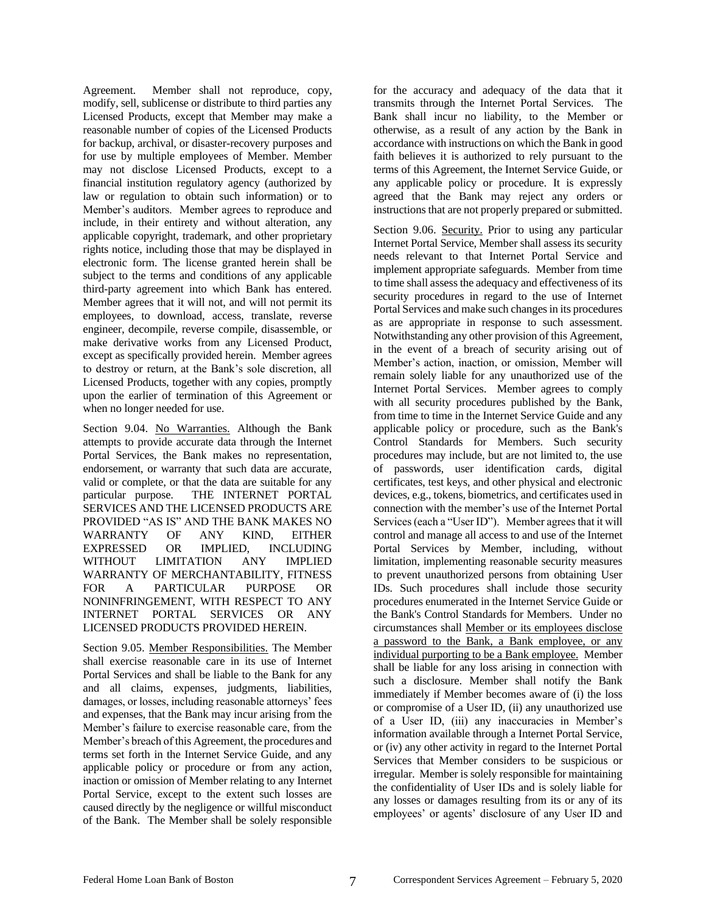Agreement. Member shall not reproduce, copy, modify, sell, sublicense or distribute to third parties any Licensed Products, except that Member may make a reasonable number of copies of the Licensed Products for backup, archival, or disaster-recovery purposes and for use by multiple employees of Member. Member may not disclose Licensed Products, except to a financial institution regulatory agency (authorized by law or regulation to obtain such information) or to Member's auditors. Member agrees to reproduce and include, in their entirety and without alteration, any applicable copyright, trademark, and other proprietary rights notice, including those that may be displayed in electronic form. The license granted herein shall be subject to the terms and conditions of any applicable third-party agreement into which Bank has entered. Member agrees that it will not, and will not permit its employees, to download, access, translate, reverse engineer, decompile, reverse compile, disassemble, or make derivative works from any Licensed Product, except as specifically provided herein. Member agrees to destroy or return, at the Bank's sole discretion, all Licensed Products, together with any copies, promptly upon the earlier of termination of this Agreement or when no longer needed for use.

Section 9.04. No Warranties. Although the Bank attempts to provide accurate data through the Internet Portal Services, the Bank makes no representation, endorsement, or warranty that such data are accurate, valid or complete, or that the data are suitable for any particular purpose. THE INTERNET PORTAL SERVICES AND THE LICENSED PRODUCTS ARE PROVIDED "AS IS" AND THE BANK MAKES NO WARRANTY OF ANY KIND, EITHER EXPRESSED OR IMPLIED, INCLUDING WITHOUT LIMITATION ANY IMPLIED WARRANTY OF MERCHANTABILITY, FITNESS FOR A PARTICULAR PURPOSE OR NONINFRINGEMENT, WITH RESPECT TO ANY INTERNET PORTAL SERVICES OR ANY LICENSED PRODUCTS PROVIDED HEREIN.

Section 9.05. Member Responsibilities. The Member shall exercise reasonable care in its use of Internet Portal Services and shall be liable to the Bank for any and all claims, expenses, judgments, liabilities, damages, or losses, including reasonable attorneys' fees and expenses, that the Bank may incur arising from the Member's failure to exercise reasonable care, from the Member's breach of this Agreement, the procedures and terms set forth in the Internet Service Guide, and any applicable policy or procedure or from any action, inaction or omission of Member relating to any Internet Portal Service, except to the extent such losses are caused directly by the negligence or willful misconduct of the Bank. The Member shall be solely responsible for the accuracy and adequacy of the data that it transmits through the Internet Portal Services. The Bank shall incur no liability, to the Member or otherwise, as a result of any action by the Bank in accordance with instructions on which the Bank in good faith believes it is authorized to rely pursuant to the terms of this Agreement, the Internet Service Guide, or any applicable policy or procedure. It is expressly agreed that the Bank may reject any orders or instructions that are not properly prepared or submitted.

Section 9.06. Security. Prior to using any particular Internet Portal Service, Member shall assess its security needs relevant to that Internet Portal Service and implement appropriate safeguards. Member from time to time shall assess the adequacy and effectiveness of its security procedures in regard to the use of Internet Portal Services and make such changes in its procedures as are appropriate in response to such assessment. Notwithstanding any other provision of this Agreement, in the event of a breach of security arising out of Member's action, inaction, or omission, Member will remain solely liable for any unauthorized use of the Internet Portal Services. Member agrees to comply with all security procedures published by the Bank, from time to time in the Internet Service Guide and any applicable policy or procedure, such as the Bank's Control Standards for Members. Such security procedures may include, but are not limited to, the use of passwords, user identification cards, digital certificates, test keys, and other physical and electronic devices, e.g., tokens, biometrics, and certificates used in connection with the member's use of the Internet Portal Services (each a "User ID"). Member agrees that it will control and manage all access to and use of the Internet Portal Services by Member, including, without limitation, implementing reasonable security measures to prevent unauthorized persons from obtaining User IDs. Such procedures shall include those security procedures enumerated in the Internet Service Guide or the Bank's Control Standards for Members. Under no circumstances shall Member or its employees disclose a password to the Bank, a Bank employee, or any individual purporting to be a Bank employee. Member shall be liable for any loss arising in connection with such a disclosure. Member shall notify the Bank immediately if Member becomes aware of (i) the loss or compromise of a User ID, (ii) any unauthorized use of a User ID, (iii) any inaccuracies in Member's information available through a Internet Portal Service, or (iv) any other activity in regard to the Internet Portal Services that Member considers to be suspicious or irregular. Member is solely responsible for maintaining the confidentiality of User IDs and is solely liable for any losses or damages resulting from its or any of its employees' or agents' disclosure of any User ID and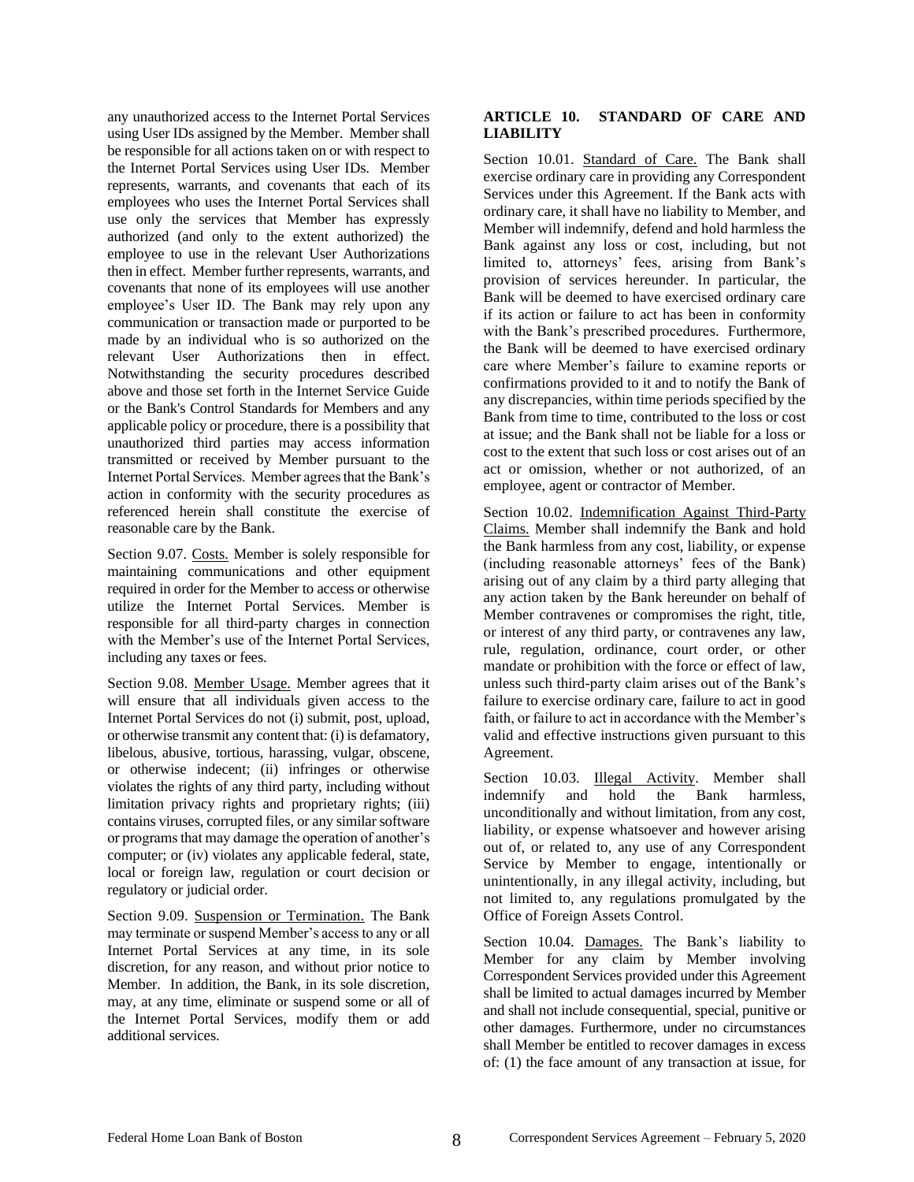any unauthorized access to the Internet Portal Services using User IDs assigned by the Member. Member shall be responsible for all actions taken on or with respect to the Internet Portal Services using User IDs. Member represents, warrants, and covenants that each of its employees who uses the Internet Portal Services shall use only the services that Member has expressly authorized (and only to the extent authorized) the employee to use in the relevant User Authorizations then in effect. Member further represents, warrants, and covenants that none of its employees will use another employee's User ID. The Bank may rely upon any communication or transaction made or purported to be made by an individual who is so authorized on the relevant User Authorizations then in effect. Notwithstanding the security procedures described above and those set forth in the Internet Service Guide or the Bank's Control Standards for Members and any applicable policy or procedure, there is a possibility that unauthorized third parties may access information transmitted or received by Member pursuant to the Internet Portal Services. Member agrees that the Bank's action in conformity with the security procedures as referenced herein shall constitute the exercise of reasonable care by the Bank.

Section 9.07. Costs. Member is solely responsible for maintaining communications and other equipment required in order for the Member to access or otherwise utilize the Internet Portal Services. Member is responsible for all third-party charges in connection with the Member's use of the Internet Portal Services, including any taxes or fees.

Section 9.08. Member Usage. Member agrees that it will ensure that all individuals given access to the Internet Portal Services do not (i) submit, post, upload, or otherwise transmit any content that: (i) is defamatory, libelous, abusive, tortious, harassing, vulgar, obscene, or otherwise indecent; (ii) infringes or otherwise violates the rights of any third party, including without limitation privacy rights and proprietary rights; (iii) contains viruses, corrupted files, or any similar software or programs that may damage the operation of another's computer; or (iv) violates any applicable federal, state, local or foreign law, regulation or court decision or regulatory or judicial order.

Section 9.09. Suspension or Termination. The Bank may terminate or suspend Member's access to any or all Internet Portal Services at any time, in its sole discretion, for any reason, and without prior notice to Member. In addition, the Bank, in its sole discretion, may, at any time, eliminate or suspend some or all of the Internet Portal Services, modify them or add additional services.

## ARTICLE 10. STANDARD OF CARE AND LIABILITY

Section 10.01. Standard of Care. The Bank shall exercise ordinary care in providing any Correspondent Services under this Agreement. If the Bank acts with ordinary care, it shall have no liability to Member, and Member will indemnify, defend and hold harmless the Bank against any loss or cost, including, but not limited to, attorneys' fees, arising from Bank's provision of services hereunder. In particular, the Bank will be deemed to have exercised ordinary care if its action or failure to act has been in conformity with the Bank's prescribed procedures. Furthermore, the Bank will be deemed to have exercised ordinary care where Member's failure to examine reports or confirmations provided to it and to notify the Bank of any discrepancies, within time periods specified by the Bank from time to time, contributed to the loss or cost at issue; and the Bank shall not be liable for a loss or cost to the extent that such loss or cost arises out of an act or omission, whether or not authorized, of an employee, agent or contractor of Member.

Section 10.02. Indemnification Against Third-Party Claims. Member shall indemnify the Bank and hold the Bank harmless from any cost, liability, or expense (including reasonable attorneys' fees of the Bank) arising out of any claim by a third party alleging that any action taken by the Bank hereunder on behalf of Member contravenes or compromises the right, title, or interest of any third party, or contravenes any law, rule, regulation, ordinance, court order, or other mandate or prohibition with the force or effect of law, unless such third-party claim arises out of the Bank's failure to exercise ordinary care, failure to act in good faith, or failure to act in accordance with the Member's valid and effective instructions given pursuant to this Agreement.

Section 10.03. Illegal Activity. Member shall indemnify and hold the Bank harmless, unconditionally and without limitation, from any cost, liability, or expense whatsoever and however arising out of, or related to, any use of any Correspondent Service by Member to engage, intentionally or unintentionally, in any illegal activity, including, but not limited to, any regulations promulgated by the Office of Foreign Assets Control.

Section 10.04. Damages. The Bank's liability to Member for any claim by Member involving Correspondent Services provided under this Agreement shall be limited to actual damages incurred by Member and shall not include consequential, special, punitive or other damages. Furthermore, under no circumstances shall Member be entitled to recover damages in excess of: (1) the face amount of any transaction at issue, for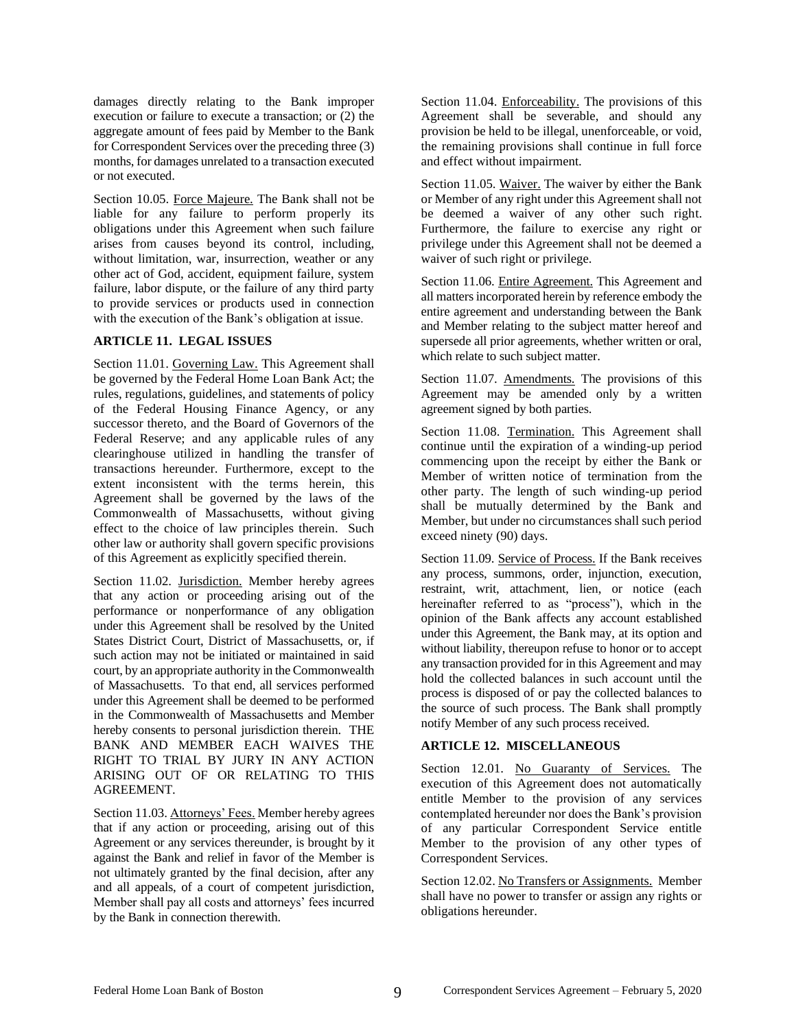damages directly relating to the Bank improper execution or failure to execute a transaction; or (2) the aggregate amount of fees paid by Member to the Bank for Correspondent Services over the preceding three (3) months, for damages unrelated to a transaction executed or not executed.

Section 10.05. Force Majeure. The Bank shall not be liable for any failure to perform properly its obligations under this Agreement when such failure arises from causes beyond its control, including, without limitation, war, insurrection, weather or any other act of God, accident, equipment failure, system failure, labor dispute, or the failure of any third party to provide services or products used in connection with the execution of the Bank's obligation at issue.

**ARTICLE 11. LEGAL ISSUES**

Section 11.01. Governing Law. This Agreement shall be governed by the Federal Home Loan Bank Act; the rules, regulations, guidelines, and statements of policy of the Federal Housing Finance Agency, or any successor thereto, and the Board of Governors of the Federal Reserve; and any applicable rules of any clearinghouse utilized in handling the transfer of transactions hereunder. Furthermore, except to the extent inconsistent with the terms herein, this Agreement shall be governed by the laws of the Commonwealth of Massachusetts, without giving effect to the choice of law principles therein. Such other law or authority shall govern specific provisions of this Agreement as explicitly specified therein.

Section 11.02. Jurisdiction. Member hereby agrees that any action or proceeding arising out of the performance or nonperformance of any obligation under this Agreement shall be resolved by the United States District Court, District of Massachusetts, or, if such action may not be initiated or maintained in said court, by an appropriate authority in the Commonwealth of Massachusetts. To that end, all services performed under this Agreement shall be deemed to be performed in the Commonwealth of Massachusetts and Member hereby consents to personal jurisdiction therein. THE BANK AND MEMBER EACH WAIVES THE RIGHT TO TRIAL BY JURY IN ANY ACTION ARISING OUT OF OR RELATING TO THIS AGREEMENT.

Section 11.03. Attorneys' Fees. Member hereby agrees that if any action or proceeding, arising out of this Agreement or any services thereunder, is brought by it against the Bank and relief in favor of the Member is not ultimately granted by the final decision, after any and all appeals, of a court of competent jurisdiction, Member shall pay all costs and attorneys' fees incurred by the Bank in connection therewith.

Section 11.04. Enforceability. The provisions of this Agreement shall be severable, and should any provision be held to be illegal, unenforceable, or void, the remaining provisions shall continue in full force and effect without impairment.

Section 11.05. Waiver. The waiver by either the Bank or Member of any right under this Agreement shall not be deemed a waiver of any other such right. Furthermore, the failure to exercise any right or privilege under this Agreement shall not be deemed a waiver of such right or privilege.

Section 11.06. Entire Agreement. This Agreement and all matters incorporated herein by reference embody the entire agreement and understanding between the Bank and Member relating to the subject matter hereof and supersede all prior agreements, whether written or oral, which relate to such subject matter.

Section 11.07. Amendments. The provisions of this Agreement may be amended only by a written agreement signed by both parties.

Section 11.08. Termination. This Agreement shall continue until the expiration of a winding-up period commencing upon the receipt by either the Bank or Member of written notice of termination from the other party. The length of such winding-up period shall be mutually determined by the Bank and Member, but under no circumstances shall such period exceed ninety (90) days.

Section 11.09. Service of Process. If the Bank receives any process, summons, order, injunction, execution, restraint, writ, attachment, lien, or notice (each hereinafter referred to as "process"), which in the opinion of the Bank affects any account established under this Agreement, the Bank may, at its option and without liability, thereupon refuse to honor or to accept any transaction provided for in this Agreement and may hold the collected balances in such account until the process is disposed of or pay the collected balances to the source of such process. The Bank shall promptly notify Member of any such process received.

**ARTICLE 12. MISCELLANEOUS**

Section 12.01. No Guaranty of Services. The execution of this Agreement does not automatically entitle Member to the provision of any services contemplated hereunder nor does the Bank's provision of any particular Correspondent Service entitle Member to the provision of any other types of Correspondent Services.

Section 12.02. No Transfers or Assignments. Member shall have no power to transfer or assign any rights or obligations hereunder.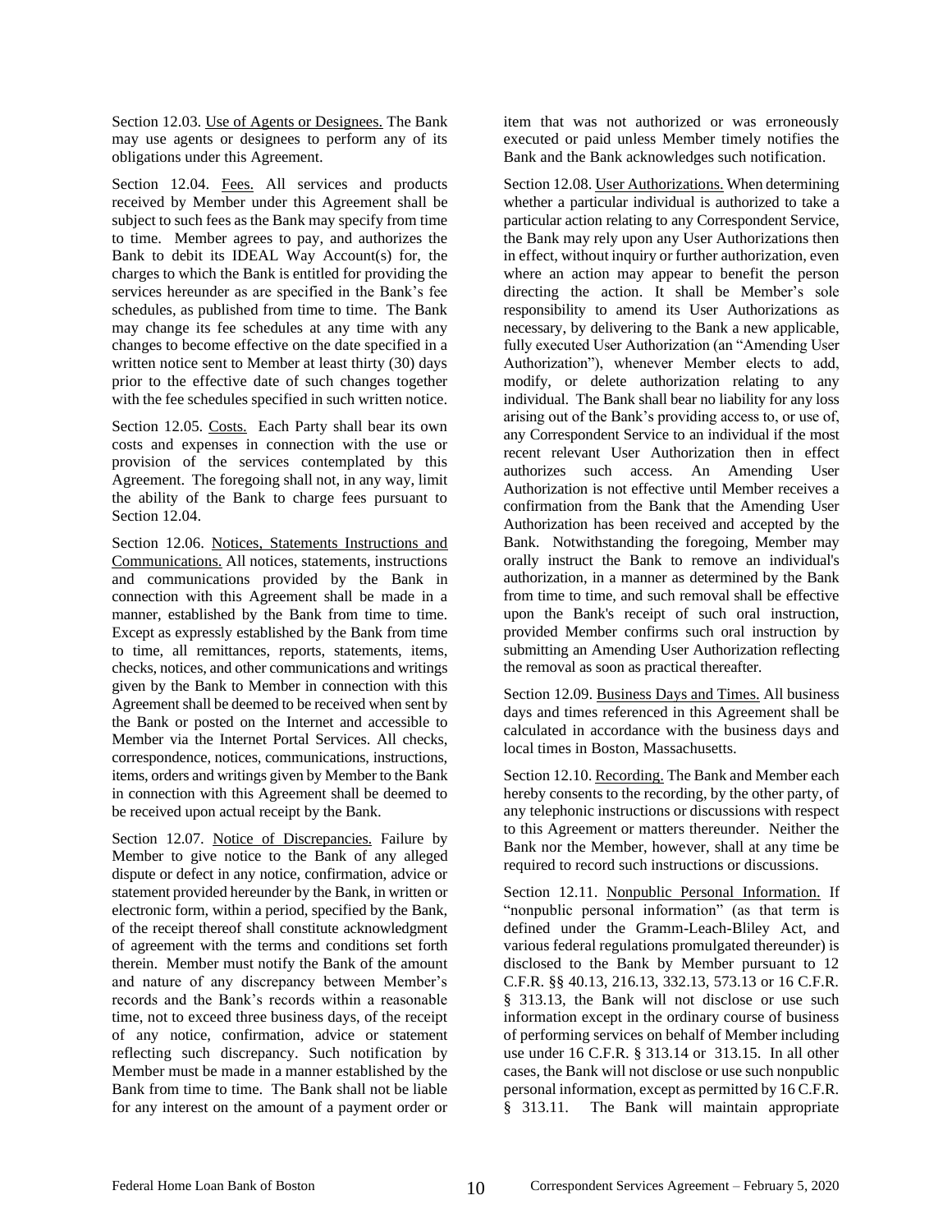Section 12.03. Use of Agents or Designees. The Bank may use agents or designees to perform any of its obligations under this Agreement.

Section 12.04. Fees. All services and products received by Member under this Agreement shall be subject to such fees as the Bank may specify from time to time. Member agrees to pay, and authorizes the Bank to debit its IDEAL Way Account(s) for, the charges to which the Bank is entitled for providing the services hereunder as are specified in the Bank's fee schedules, as published from time to time. The Bank may change its fee schedules at any time with any changes to become effective on the date specified in a written notice sent to Member at least thirty (30) days prior to the effective date of such changes together with the fee schedules specified in such written notice.

Section 12.05. Costs. Each Party shall bear its own costs and expenses in connection with the use or provision of the services contemplated by this Agreement. The foregoing shall not, in any way, limit the ability of the Bank to charge fees pursuant to Section 12.04.

Section 12.06. Notices, Statements Instructions and Communications. All notices, statements, instructions and communications provided by the Bank in connection with this Agreement shall be made in a manner, established by the Bank from time to time. Except as expressly established by the Bank from time to time, all remittances, reports, statements, items, checks, notices, and other communications and writings given by the Bank to Member in connection with this Agreement shall be deemed to be received when sent by the Bank or posted on the Internet and accessible to Member via the Internet Portal Services. All checks, correspondence, notices, communications, instructions, items, orders and writings given by Member to the Bank in connection with this Agreement shall be deemed to be received upon actual receipt by the Bank.

Section 12.07. Notice of Discrepancies. Failure by Member to give notice to the Bank of any alleged dispute or defect in any notice, confirmation, advice or statement provided hereunder by the Bank, in written or electronic form, within a period, specified by the Bank, of the receipt thereof shall constitute acknowledgment of agreement with the terms and conditions set forth therein. Member must notify the Bank of the amount and nature of any discrepancy between Member's records and the Bank's records within a reasonable time, not to exceed three business days, of the receipt of any notice, confirmation, advice or statement reflecting such discrepancy. Such notification by Member must be made in a manner established by the Bank from time to time. The Bank shall not be liable for any interest on the amount of a payment order or item that was not authorized or was erroneously executed or paid unless Member timely notifies the Bank and the Bank acknowledges such notification.

Section 12.08. User Authorizations. When determining whether a particular individual is authorized to take a particular action relating to any Correspondent Service, the Bank may rely upon any User Authorizations then in effect, without inquiry or further authorization, even where an action may appear to benefit the person directing the action. It shall be Member's sole responsibility to amend its User Authorizations as necessary, by delivering to the Bank a new applicable, fully executed User Authorization (an "Amending User Authorization"), whenever Member elects to add, modify, or delete authorization relating to any individual. The Bank shall bear no liability for any loss arising out of the Bank's providing access to, or use of, any Correspondent Service to an individual if the most recent relevant User Authorization then in effect authorizes such access. An Amending User Authorization is not effective until Member receives a confirmation from the Bank that the Amending User Authorization has been received and accepted by the Bank. Notwithstanding the foregoing, Member may orally instruct the Bank to remove an individual's authorization, in a manner as determined by the Bank from time to time, and such removal shall be effective upon the Bank's receipt of such oral instruction, provided Member confirms such oral instruction by submitting an Amending User Authorization reflecting the removal as soon as practical thereafter.

Section 12.09. Business Days and Times. All business days and times referenced in this Agreement shall be calculated in accordance with the business days and local times in Boston, Massachusetts.

Section 12.10. Recording. The Bank and Member each hereby consents to the recording, by the other party, of any telephonic instructions or discussions with respect to this Agreement or matters thereunder. Neither the Bank nor the Member, however, shall at any time be required to record such instructions or discussions.

Section 12.11. Nonpublic Personal Information. If "nonpublic personal information" (as that term is defined under the Gramm-Leach-Bliley Act, and various federal regulations promulgated thereunder) is disclosed to the Bank by Member pursuant to 12 C.F.R. §§ 40.13, 216.13, 332.13, 573.13 or 16 C.F.R. § 313.13, the Bank will not disclose or use such information except in the ordinary course of business of performing services on behalf of Member including use under 16 C.F.R. § 313.14 or 313.15. In all other cases, the Bank will not disclose or use such nonpublic personal information, except as permitted by 16 C.F.R. § 313.11. The Bank will maintain appropriate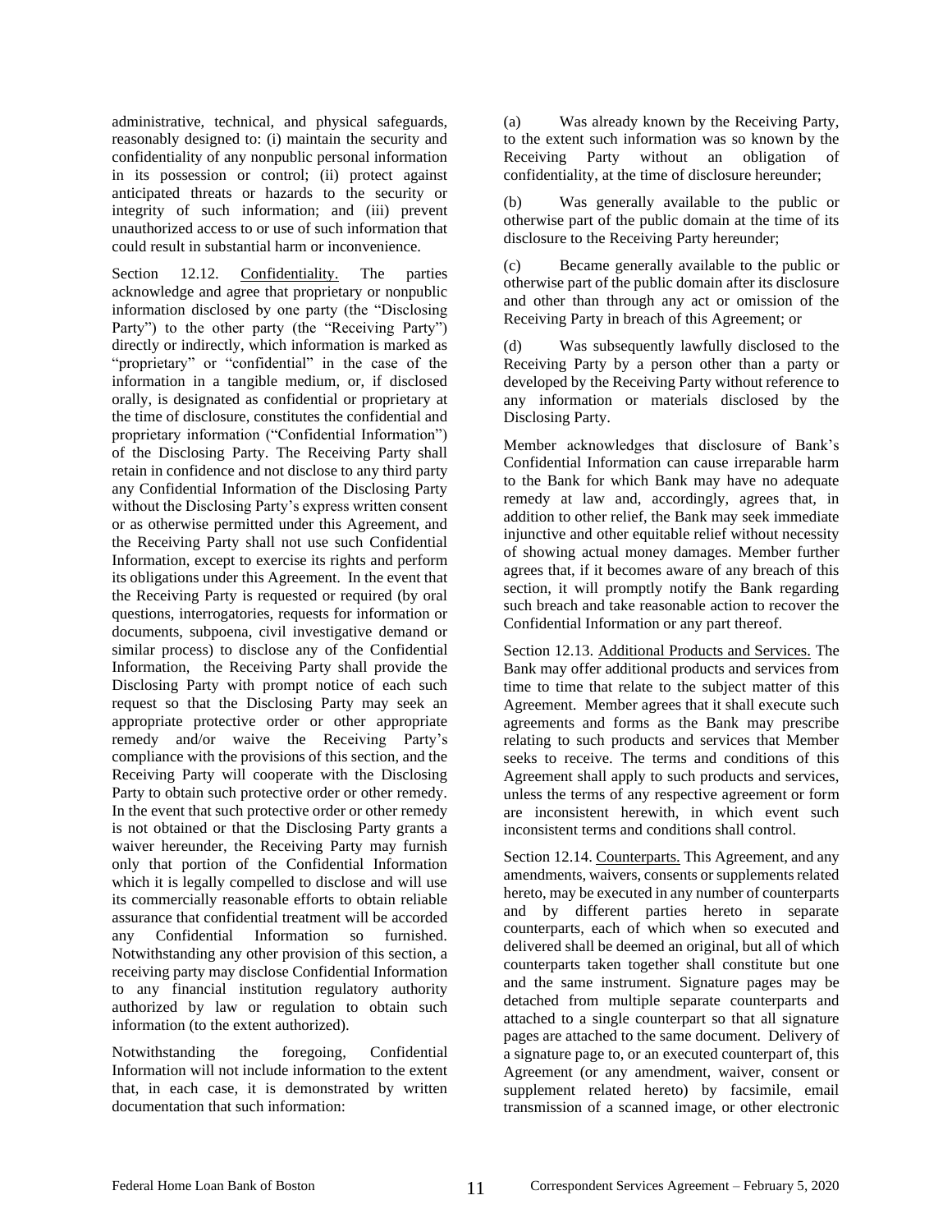administrative, technical, and physical safeguards, reasonably designed to: (i) maintain the security and confidentiality of any nonpublic personal information in its possession or control; (ii) protect against anticipated threats or hazards to the security or integrity of such information; and (iii) prevent unauthorized access to or use of such information that could result in substantial harm or inconvenience.

Section 12.12. Confidentiality. The parties acknowledge and agree that proprietary or nonpublic information disclosed by one party (the "Disclosing Party") to the other party (the "Receiving Party") directly or indirectly, which information is marked as "proprietary" or "confidential" in the case of the information in a tangible medium, or, if disclosed orally, is designated as confidential or proprietary at the time of disclosure, constitutes the confidential and proprietary information ("Confidential Information") of the Disclosing Party. The Receiving Party shall retain in confidence and not disclose to any third party any Confidential Information of the Disclosing Party without the Disclosing Party's express written consent or as otherwise permitted under this Agreement, and the Receiving Party shall not use such Confidential Information, except to exercise its rights and perform its obligations under this Agreement. In the event that the Receiving Party is requested or required (by oral questions, interrogatories, requests for information or documents, subpoena, civil investigative demand or similar process) to disclose any of the Confidential Information, the Receiving Party shall provide the Disclosing Party with prompt notice of each such request so that the Disclosing Party may seek an appropriate protective order or other appropriate remedy and/or waive the Receiving Party's compliance with the provisions of this section, and the Receiving Party will cooperate with the Disclosing Party to obtain such protective order or other remedy. In the event that such protective order or other remedy is not obtained or that the Disclosing Party grants a waiver hereunder, the Receiving Party may furnish only that portion of the Confidential Information which it is legally compelled to disclose and will use its commercially reasonable efforts to obtain reliable assurance that confidential treatment will be accorded any Confidential Information so furnished. Notwithstanding any other provision of this section, a receiving party may disclose Confidential Information to any financial institution regulatory authority authorized by law or regulation to obtain such information (to the extent authorized).

Notwithstanding the foregoing, Confidential Information will not include information to the extent that, in each case, it is demonstrated by written documentation that such information:

(a) Was already known by the Receiving Party, to the extent such information was so known by the Receiving Party without an obligation of confidentiality, at the time of disclosure hereunder;

(b) Was generally available to the public or otherwise part of the public domain at the time of its disclosure to the Receiving Party hereunder;

(c) Became generally available to the public or otherwise part of the public domain after its disclosure and other than through any act or omission of the Receiving Party in breach of this Agreement; or

(d) Was subsequently lawfully disclosed to the Receiving Party by a person other than a party or developed by the Receiving Party without reference to any information or materials disclosed by the Disclosing Party.

Member acknowledges that disclosure of Bank's Confidential Information can cause irreparable harm to the Bank for which Bank may have no adequate remedy at law and, accordingly, agrees that, in addition to other relief, the Bank may seek immediate injunctive and other equitable relief without necessity of showing actual money damages. Member further agrees that, if it becomes aware of any breach of this section, it will promptly notify the Bank regarding such breach and take reasonable action to recover the Confidential Information or any part thereof.

Section 12.13. Additional Products and Services. The Bank may offer additional products and services from time to time that relate to the subject matter of this Agreement. Member agrees that it shall execute such agreements and forms as the Bank may prescribe relating to such products and services that Member seeks to receive. The terms and conditions of this Agreement shall apply to such products and services, unless the terms of any respective agreement or form are inconsistent herewith, in which event such inconsistent terms and conditions shall control.

Section 12.14. Counterparts. This Agreement, and any amendments, waivers, consents or supplements related hereto, may be executed in any number of counterparts and by different parties hereto in separate counterparts, each of which when so executed and delivered shall be deemed an original, but all of which counterparts taken together shall constitute but one and the same instrument. Signature pages may be detached from multiple separate counterparts and attached to a single counterpart so that all signature pages are attached to the same document. Delivery of a signature page to, or an executed counterpart of, this Agreement (or any amendment, waiver, consent or supplement related hereto) by facsimile, email transmission of a scanned image, or other electronic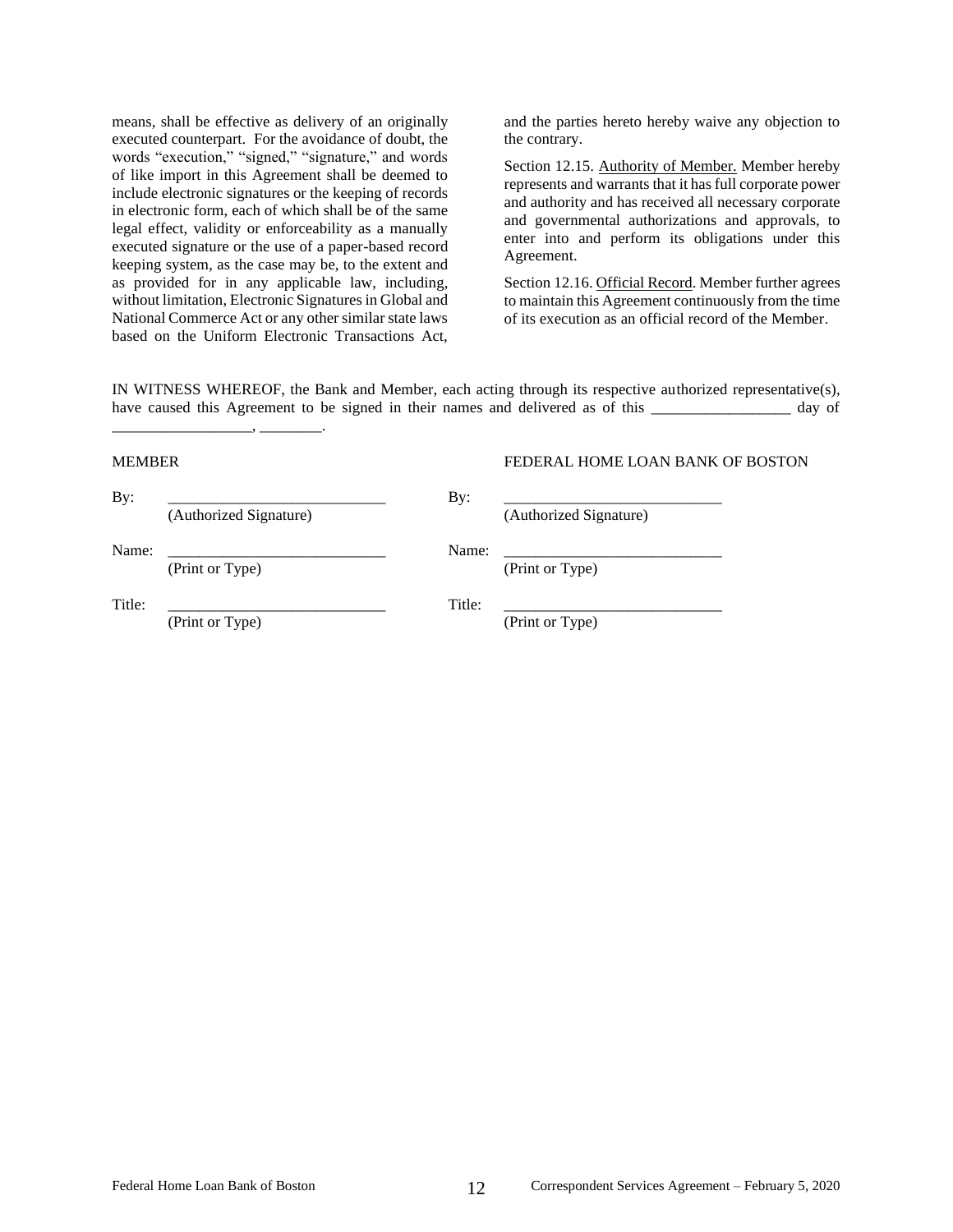means, shall be effective as delivery of an originally executed counterpart. For the avoidance of doubt, the words "execution," "signed," "signature," and words of like import in this Agreement shall be deemed to include electronic signatures or the keeping of records in electronic form, each of which shall be of the same legal effect, validity or enforceability as a manually executed signature or the use of a paper-based record keeping system, as the case may be, to the extent and as provided for in any applicable law, including, without limitation, Electronic Signatures in Global and National Commerce Act or any other similar state laws based on the Uniform Electronic Transactions Act, and the parties hereto hereby waive any objection to the contrary.

Section 12.15. Authority of Member. Member hereby represents and warrants that it has full corporate power and authority and has received all necessary corporate and governmental authorizations and approvals, to enter into and perform its obligations under this Agreement.

Section 12.16. Official Record. Member further agrees to maintain this Agreement continuously from the time of its execution as an official record of the Member.

IN WITNESS WHEREOF, the Bank and Member, each acting through its respective authorized representative(s), have caused this Agreement to be signed in their names and delivered as of this _________________ day of _________________, ________.

| MEMBER | | FEDERAL HOME LOAN BANK OF BOSTON | |
|---|---|---|---|
| By: | ___________________________ (Authorized Signature) | By: | ___________________________ (Authorized Signature) |
| Name: | ___________________________ (Print or Type) | Name: | ___________________________ (Print or Type) |
| Title: | ___________________________ (Print or Type) | Title: | ___________________________ (Print or Type) |